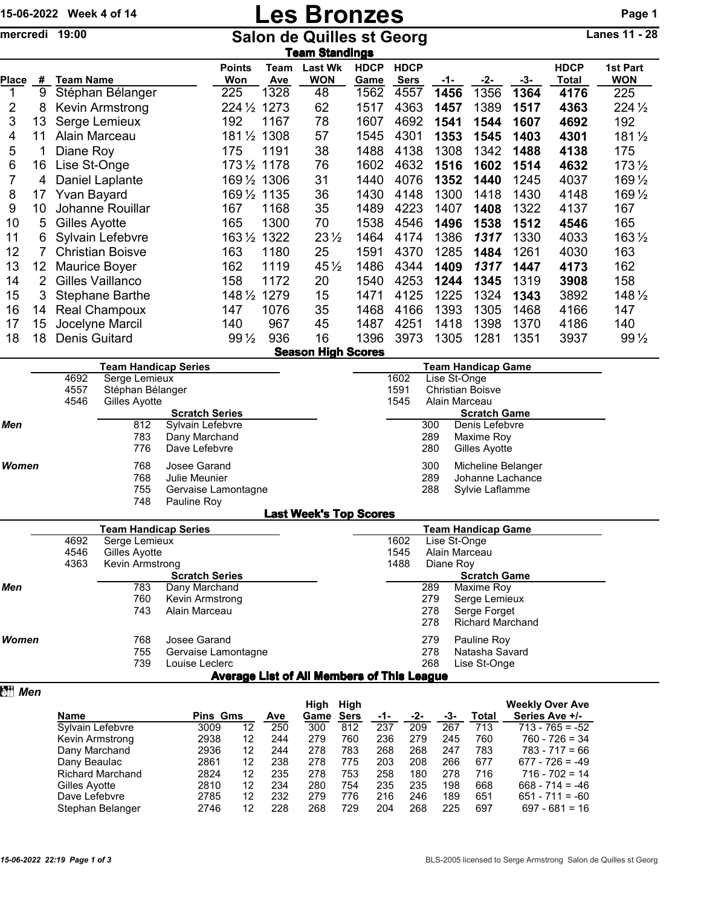# Les Bronzes

15-06-2022 Week 4 of 14

mercredi 19:00

## Salon de Quilles st Georg

Lanes 11 - 28

### Team Standings

| Place | # | Team Name | Points Won | Team Ave | Last Wk WON | HDCP Game | HDCP Sers | -1- | -2- | -3- | HDCP Total | 1st Part WON |
|---|---|---|---|---|---|---|---|---|---|---|---|---|
| 1 | 9 | Stéphan Bélanger | 225 | 1328 | 48 | 1562 | 4557 | **1456** | 1356 | **1364** | **4176** | 225 |
| 2 | 8 | Kevin Armstrong | 224½ | 1273 | 62 | 1517 | 4363 | **1457** | 1389 | **1517** | **4363** | 224½ |
| 3 | 13 | Serge Lemieux | 192 | 1167 | 78 | 1607 | 4692 | **1541** | **1544** | **1607** | **4692** | 192 |
| 4 | 11 | Alain Marceau | 181½ | 1308 | 57 | 1545 | 4301 | **1353** | **1545** | **1403** | **4301** | 181½ |
| 5 | 1 | Diane Roy | 175 | 1191 | 38 | 1488 | 4138 | 1308 | 1342 | **1488** | **4138** | 175 |
| 6 | 16 | Lise St-Onge | 173½ | 1178 | 76 | 1602 | 4632 | **1516** | **1602** | **1514** | **4632** | 173½ |
| 7 | 4 | Daniel Laplante | 169½ | 1306 | 31 | 1440 | 4076 | **1352** | **1440** | 1245 | 4037 | 169½ |
| 8 | 17 | Yvan Bayard | 169½ | 1135 | 36 | 1430 | 4148 | 1300 | 1418 | 1430 | 4148 | 169½ |
| 9 | 10 | Johanne Rouillar | 167 | 1168 | 35 | 1489 | 4223 | 1407 | **1408** | 1322 | 4137 | 167 |
| 10 | 5 | Gilles Ayotte | 165 | 1300 | 70 | 1538 | 4546 | **1496** | **1538** | **1512** | **4546** | 165 |
| 11 | 6 | Sylvain Lefebvre | 163½ | 1322 | 23½ | 1464 | 4174 | 1386 | ***1317*** | 1330 | 4033 | 163½ |
| 12 | 7 | Christian Boisve | 163 | 1180 | 25 | 1591 | 4370 | 1285 | **1484** | 1261 | 4030 | 163 |
| 13 | 12 | Maurice Boyer | 162 | 1119 | 45½ | 1486 | 4344 | **1409** | ***1317*** | **1447** | **4173** | 162 |
| 14 | 2 | Gilles Vaillanco | 158 | 1172 | 20 | 1540 | 4253 | **1244** | **1345** | 1319 | **3908** | 158 |
| 15 | 3 | Stephane Barthe | 148½ | 1279 | 15 | 1471 | 4125 | 1225 | 1324 | **1343** | 3892 | 148½ |
| 16 | 14 | Real Champoux | 147 | 1076 | 35 | 1468 | 4166 | 1393 | 1305 | 1468 | 4166 | 147 |
| 17 | 15 | Jocelyne Marcil | 140 | 967 | 45 | 1487 | 4251 | 1418 | 1398 | 1370 | 4186 | 140 |
| 18 | 18 | Denis Guitard | 99½ | 936 | 16 | 1396 | 3973 | 1305 | 1281 | 1351 | 3937 | 99½ |

### Season High Scores

**Team Handicap Series**

| | |
|---|---|
| 4692 | Serge Lemieux |
| 4557 | Stéphan Bélanger |
| 4546 | Gilles Ayotte |

**Team Handicap Game**

| | |
|---|---|
| 1602 | Lise St-Onge |
| 1591 | Christian Boisve |
| 1545 | Alain Marceau |

**Scratch Series**

| | | |
|---|---|---|
| *Men* | 812 | Sylvain Lefebvre |
| | 783 | Dany Marchand |
| | 776 | Dave Lefebvre |
| *Women* | 768 | Josee Garand |
| | 768 | Julie Meunier |
| | 755 | Gervaise Lamontagne |
| | 748 | Pauline Roy |

**Scratch Game**

| | | |
|---|---|---|
| *Men* | 300 | Denis Lefebvre |
| | 289 | Maxime Roy |
| | 280 | Gilles Ayotte |
| *Women* | 300 | Micheline Belanger |
| | 289 | Johanne Lachance |
| | 288 | Sylvie Laflamme |

### Last Week's Top Scores

**Team Handicap Series**

| | |
|---|---|
| 4692 | Serge Lemieux |
| 4546 | Gilles Ayotte |
| 4363 | Kevin Armstrong |

**Team Handicap Game**

| | |
|---|---|
| 1602 | Lise St-Onge |
| 1545 | Alain Marceau |
| 1488 | Diane Roy |

**Scratch Series**

| | | |
|---|---|---|
| *Men* | 783 | Dany Marchand |
| | 760 | Kevin Armstrong |
| | 743 | Alain Marceau |
| *Women* | 768 | Josee Garand |
| | 755 | Gervaise Lamontagne |
| | 739 | Louise Leclerc |

**Scratch Game**

| | | |
|---|---|---|
| *Men* | 289 | Maxime Roy |
| | 279 | Serge Lemieux |
| | 278 | Serge Forget |
| | 278 | Richard Marchand |
| *Women* | 279 | Pauline Roy |
| | 278 | Natasha Savard |
| | 268 | Lise St-Onge |

### Average List of All Members of This League

***Men***

| Name | Pins | Gms | Ave | High Game | High Sers | -1- | -2- | -3- | Total | Weekly Over Ave Series Ave +/- |
|---|---|---|---|---|---|---|---|---|---|---|
| Sylvain Lefebvre | 3009 | 12 | 250 | 300 | 812 | 237 | 209 | 267 | 713 | 713 - 765 = -52 |
| Kevin Armstrong | 2938 | 12 | 244 | 279 | 760 | 236 | 279 | 245 | 760 | 760 - 726 = 34 |
| Dany Marchand | 2936 | 12 | 244 | 278 | 783 | 268 | 268 | 247 | 783 | 783 - 717 = 66 |
| Dany Beaulac | 2861 | 12 | 238 | 278 | 775 | 203 | 208 | 266 | 677 | 677 - 726 = -49 |
| Richard Marchand | 2824 | 12 | 235 | 278 | 753 | 258 | 180 | 278 | 716 | 716 - 702 = 14 |
| Gilles Ayotte | 2810 | 12 | 234 | 280 | 754 | 235 | 235 | 198 | 668 | 668 - 714 = -46 |
| Dave Lefebvre | 2785 | 12 | 232 | 279 | 776 | 216 | 246 | 189 | 651 | 651 - 711 = -60 |
| Stephan Belanger | 2746 | 12 | 228 | 268 | 729 | 204 | 268 | 225 | 697 | 697 - 681 = 16 |

15-06-2022 22:19

BLS-2005 licensed to Serge Armstrong Salon de Quilles st Georg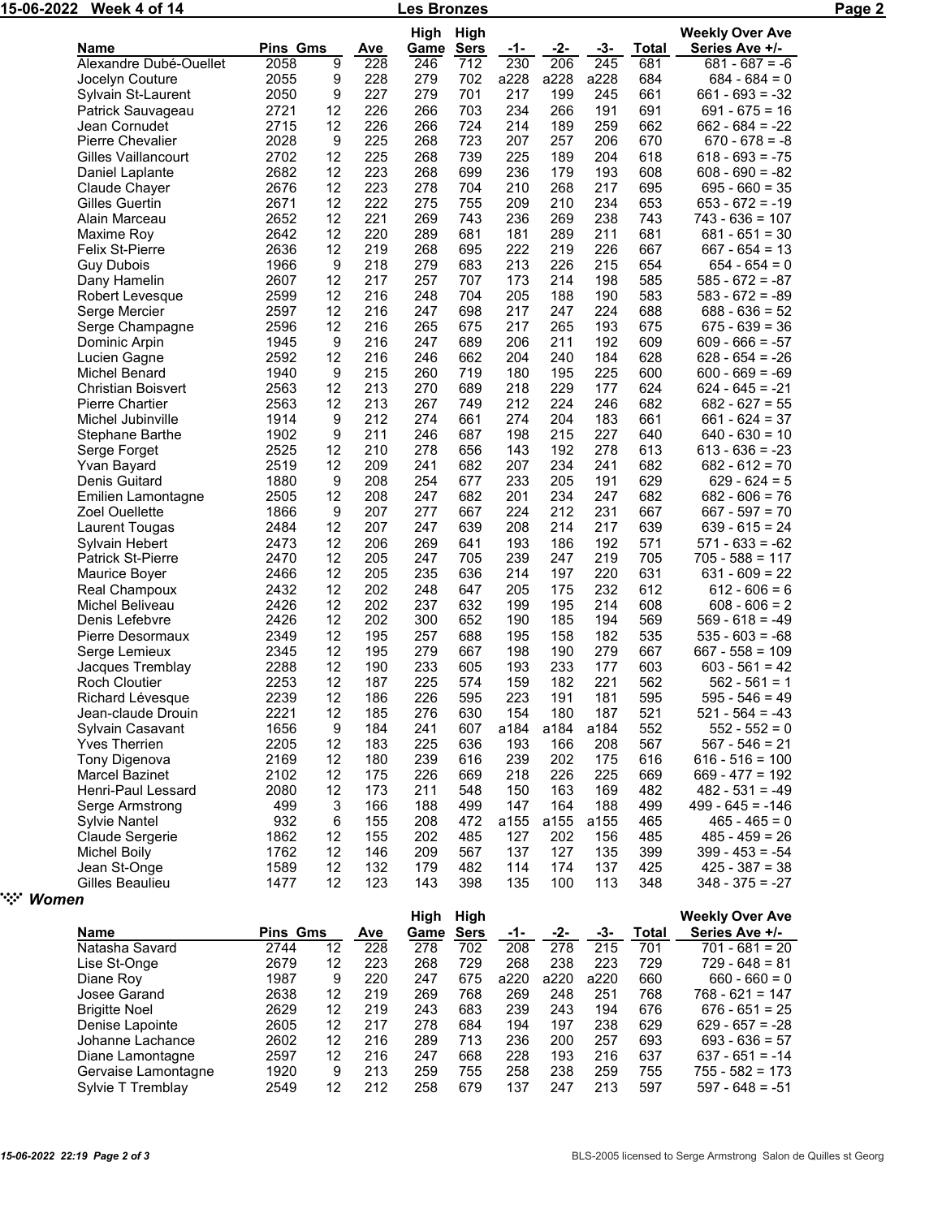| Name | Pins | Gms | Ave | High Game | High Sers | -1- | -2- | -3- | Total | Weekly Over Ave Series Ave +/- |
|---|---|---|---|---|---|---|---|---|---|---|
| Alexandre Dubé-Ouellet | 2058 | 9 | 228 | 246 | 712 | 230 | 206 | 245 | 681 | 681 - 687 = -6 |
| Jocelyn Couture | 2055 | 9 | 228 | 279 | 702 | a228 | a228 | a228 | 684 | 684 - 684 = 0 |
| Sylvain St-Laurent | 2050 | 9 | 227 | 279 | 701 | 217 | 199 | 245 | 661 | 661 - 693 = -32 |
| Patrick Sauvageau | 2721 | 12 | 226 | 266 | 703 | 234 | 266 | 191 | 691 | 691 - 675 = 16 |
| Jean Cornudet | 2715 | 12 | 226 | 266 | 724 | 214 | 189 | 259 | 662 | 662 - 684 = -22 |
| Pierre Chevalier | 2028 | 9 | 225 | 268 | 723 | 207 | 257 | 206 | 670 | 670 - 678 = -8 |
| Gilles Vaillancourt | 2702 | 12 | 225 | 268 | 739 | 225 | 189 | 204 | 618 | 618 - 693 = -75 |
| Daniel Laplante | 2682 | 12 | 223 | 268 | 699 | 236 | 179 | 193 | 608 | 608 - 690 = -82 |
| Claude Chayer | 2676 | 12 | 223 | 278 | 704 | 210 | 268 | 217 | 695 | 695 - 660 = 35 |
| Gilles Guertin | 2671 | 12 | 222 | 275 | 755 | 209 | 210 | 234 | 653 | 653 - 672 = -19 |
| Alain Marceau | 2652 | 12 | 221 | 269 | 743 | 236 | 269 | 238 | 743 | 743 - 636 = 107 |
| Maxime Roy | 2642 | 12 | 220 | 289 | 681 | 181 | 289 | 211 | 681 | 681 - 651 = 30 |
| Felix St-Pierre | 2636 | 12 | 219 | 268 | 695 | 222 | 219 | 226 | 667 | 667 - 654 = 13 |
| Guy Dubois | 1966 | 9 | 218 | 279 | 683 | 213 | 226 | 215 | 654 | 654 - 654 = 0 |
| Dany Hamelin | 2607 | 12 | 217 | 257 | 707 | 173 | 214 | 198 | 585 | 585 - 672 = -87 |
| Robert Levesque | 2599 | 12 | 216 | 248 | 704 | 205 | 188 | 190 | 583 | 583 - 672 = -89 |
| Serge Mercier | 2597 | 12 | 216 | 247 | 698 | 217 | 247 | 224 | 688 | 688 - 636 = 52 |
| Serge Champagne | 2596 | 12 | 216 | 265 | 675 | 217 | 265 | 193 | 675 | 675 - 639 = 36 |
| Dominic Arpin | 1945 | 9 | 216 | 247 | 689 | 206 | 211 | 192 | 609 | 609 - 666 = -57 |
| Lucien Gagne | 2592 | 12 | 216 | 246 | 662 | 204 | 240 | 184 | 628 | 628 - 654 = -26 |
| Michel Benard | 1940 | 9 | 215 | 260 | 719 | 180 | 195 | 225 | 600 | 600 - 669 = -69 |
| Christian Boisvert | 2563 | 12 | 213 | 270 | 689 | 218 | 229 | 177 | 624 | 624 - 645 = -21 |
| Pierre Chartier | 2563 | 12 | 213 | 267 | 749 | 212 | 224 | 246 | 682 | 682 - 627 = 55 |
| Michel Jubinville | 1914 | 9 | 212 | 274 | 661 | 274 | 204 | 183 | 661 | 661 - 624 = 37 |
| Stephane Barthe | 1902 | 9 | 211 | 246 | 687 | 198 | 215 | 227 | 640 | 640 - 630 = 10 |
| Serge Forget | 2525 | 12 | 210 | 278 | 656 | 143 | 192 | 278 | 613 | 613 - 636 = -23 |
| Yvan Bayard | 2519 | 12 | 209 | 241 | 682 | 207 | 234 | 241 | 682 | 682 - 612 = 70 |
| Denis Guitard | 1880 | 9 | 208 | 254 | 677 | 233 | 205 | 191 | 629 | 629 - 624 = 5 |
| Emilien Lamontagne | 2505 | 12 | 208 | 247 | 682 | 201 | 234 | 247 | 682 | 682 - 606 = 76 |
| Zoel Ouellette | 1866 | 9 | 207 | 277 | 667 | 224 | 212 | 231 | 667 | 667 - 597 = 70 |
| Laurent Tougas | 2484 | 12 | 207 | 247 | 639 | 208 | 214 | 217 | 639 | 639 - 615 = 24 |
| Sylvain Hebert | 2473 | 12 | 206 | 269 | 641 | 193 | 186 | 192 | 571 | 571 - 633 = -62 |
| Patrick St-Pierre | 2470 | 12 | 205 | 247 | 705 | 239 | 247 | 219 | 705 | 705 - 588 = 117 |
| Maurice Boyer | 2466 | 12 | 205 | 235 | 636 | 214 | 197 | 220 | 631 | 631 - 609 = 22 |
| Real Champoux | 2432 | 12 | 202 | 248 | 647 | 205 | 175 | 232 | 612 | 612 - 606 = 6 |
| Michel Beliveau | 2426 | 12 | 202 | 237 | 632 | 199 | 195 | 214 | 608 | 608 - 606 = 2 |
| Denis Lefebvre | 2426 | 12 | 202 | 300 | 652 | 190 | 185 | 194 | 569 | 569 - 618 = -49 |
| Pierre Desormaux | 2349 | 12 | 195 | 257 | 688 | 195 | 158 | 182 | 535 | 535 - 603 = -68 |
| Serge Lemieux | 2345 | 12 | 195 | 279 | 667 | 198 | 190 | 279 | 667 | 667 - 558 = 109 |
| Jacques Tremblay | 2288 | 12 | 190 | 233 | 605 | 193 | 233 | 177 | 603 | 603 - 561 = 42 |
| Roch Cloutier | 2253 | 12 | 187 | 225 | 574 | 159 | 182 | 221 | 562 | 562 - 561 = 1 |
| Richard Lévesque | 2239 | 12 | 186 | 226 | 595 | 223 | 191 | 181 | 595 | 595 - 546 = 49 |
| Jean-claude Drouin | 2221 | 12 | 185 | 276 | 630 | 154 | 180 | 187 | 521 | 521 - 564 = -43 |
| Sylvain Casavant | 1656 | 9 | 184 | 241 | 607 | a184 | a184 | a184 | 552 | 552 - 552 = 0 |
| Yves Therrien | 2205 | 12 | 183 | 225 | 636 | 193 | 166 | 208 | 567 | 567 - 546 = 21 |
| Tony Digenova | 2169 | 12 | 180 | 239 | 616 | 239 | 202 | 175 | 616 | 616 - 516 = 100 |
| Marcel Bazinet | 2102 | 12 | 175 | 226 | 669 | 218 | 226 | 225 | 669 | 669 - 477 = 192 |
| Henri-Paul Lessard | 2080 | 12 | 173 | 211 | 548 | 150 | 163 | 169 | 482 | 482 - 531 = -49 |
| Serge Armstrong | 499 | 3 | 166 | 188 | 499 | 147 | 164 | 188 | 499 | 499 - 645 = -146 |
| Sylvie Nantel | 932 | 6 | 155 | 208 | 472 | a155 | a155 | a155 | 465 | 465 - 465 = 0 |
| Claude Sergerie | 1862 | 12 | 155 | 202 | 485 | 127 | 202 | 156 | 485 | 485 - 459 = 26 |
| Michel Boily | 1762 | 12 | 146 | 209 | 567 | 137 | 127 | 135 | 399 | 399 - 453 = -54 |
| Jean St-Onge | 1589 | 12 | 132 | 179 | 482 | 114 | 174 | 137 | 425 | 425 - 387 = 38 |
| Gilles Beaulieu | 1477 | 12 | 123 | 143 | 398 | 135 | 100 | 113 | 348 | 348 - 375 = -27 |

## Women

| Name | Pins | Gms | Ave | High Game | High Sers | -1- | -2- | -3- | Total | Weekly Over Ave Series Ave +/- |
|---|---|---|---|---|---|---|---|---|---|---|
| Natasha Savard | 2744 | 12 | 228 | 278 | 702 | 208 | 278 | 215 | 701 | 701 - 681 = 20 |
| Lise St-Onge | 2679 | 12 | 223 | 268 | 729 | 268 | 238 | 223 | 729 | 729 - 648 = 81 |
| Diane Roy | 1987 | 9 | 220 | 247 | 675 | a220 | a220 | a220 | 660 | 660 - 660 = 0 |
| Josee Garand | 2638 | 12 | 219 | 269 | 768 | 269 | 248 | 251 | 768 | 768 - 621 = 147 |
| Brigitte Noel | 2629 | 12 | 219 | 243 | 683 | 239 | 243 | 194 | 676 | 676 - 651 = 25 |
| Denise Lapointe | 2605 | 12 | 217 | 278 | 684 | 194 | 197 | 238 | 629 | 629 - 657 = -28 |
| Johanne Lachance | 2602 | 12 | 216 | 289 | 713 | 236 | 200 | 257 | 693 | 693 - 636 = 57 |
| Diane Lamontagne | 2597 | 12 | 216 | 247 | 668 | 228 | 193 | 216 | 637 | 637 - 651 = -14 |
| Gervaise Lamontagne | 1920 | 9 | 213 | 259 | 755 | 258 | 238 | 259 | 755 | 755 - 582 = 173 |
| Sylvie T Tremblay | 2549 | 12 | 212 | 258 | 679 | 137 | 247 | 213 | 597 | 597 - 648 = -51 |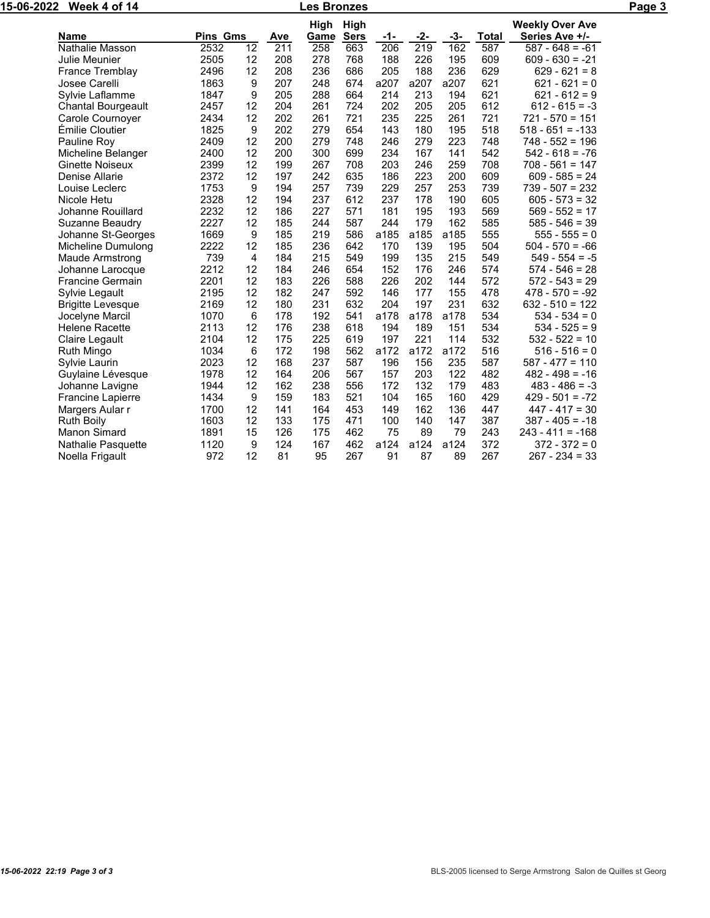| Name | Pins | Gms | Ave | High Game | High Sers | -1- | -2- | -3- | Total | Weekly Over Ave Series Ave +/- |
|---|---|---|---|---|---|---|---|---|---|---|
| Nathalie Masson | 2532 | 12 | 211 | 258 | 663 | 206 | 219 | 162 | 587 | 587 - 648 = -61 |
| Julie Meunier | 2505 | 12 | 208 | 278 | 768 | 188 | 226 | 195 | 609 | 609 - 630 = -21 |
| France Tremblay | 2496 | 12 | 208 | 236 | 686 | 205 | 188 | 236 | 629 | 629 - 621 = 8 |
| Josee Carelli | 1863 | 9 | 207 | 248 | 674 | a207 | a207 | a207 | 621 | 621 - 621 = 0 |
| Sylvie Laflamme | 1847 | 9 | 205 | 288 | 664 | 214 | 213 | 194 | 621 | 621 - 612 = 9 |
| Chantal Bourgeault | 2457 | 12 | 204 | 261 | 724 | 202 | 205 | 205 | 612 | 612 - 615 = -3 |
| Carole Cournoyer | 2434 | 12 | 202 | 261 | 721 | 235 | 225 | 261 | 721 | 721 - 570 = 151 |
| Émilie Cloutier | 1825 | 9 | 202 | 279 | 654 | 143 | 180 | 195 | 518 | 518 - 651 = -133 |
| Pauline Roy | 2409 | 12 | 200 | 279 | 748 | 246 | 279 | 223 | 748 | 748 - 552 = 196 |
| Micheline Belanger | 2400 | 12 | 200 | 300 | 699 | 234 | 167 | 141 | 542 | 542 - 618 = -76 |
| Ginette Noiseux | 2399 | 12 | 199 | 267 | 708 | 203 | 246 | 259 | 708 | 708 - 561 = 147 |
| Denise Allarie | 2372 | 12 | 197 | 242 | 635 | 186 | 223 | 200 | 609 | 609 - 585 = 24 |
| Louise Leclerc | 1753 | 9 | 194 | 257 | 739 | 229 | 257 | 253 | 739 | 739 - 507 = 232 |
| Nicole Hetu | 2328 | 12 | 194 | 237 | 612 | 237 | 178 | 190 | 605 | 605 - 573 = 32 |
| Johanne Rouillard | 2232 | 12 | 186 | 227 | 571 | 181 | 195 | 193 | 569 | 569 - 552 = 17 |
| Suzanne Beaudry | 2227 | 12 | 185 | 244 | 587 | 244 | 179 | 162 | 585 | 585 - 546 = 39 |
| Johanne St-Georges | 1669 | 9 | 185 | 219 | 586 | a185 | a185 | a185 | 555 | 555 - 555 = 0 |
| Micheline Dumulong | 2222 | 12 | 185 | 236 | 642 | 170 | 139 | 195 | 504 | 504 - 570 = -66 |
| Maude Armstrong | 739 | 4 | 184 | 215 | 549 | 199 | 135 | 215 | 549 | 549 - 554 = -5 |
| Johanne Larocque | 2212 | 12 | 184 | 246 | 654 | 152 | 176 | 246 | 574 | 574 - 546 = 28 |
| Francine Germain | 2201 | 12 | 183 | 226 | 588 | 226 | 202 | 144 | 572 | 572 - 543 = 29 |
| Sylvie Legault | 2195 | 12 | 182 | 247 | 592 | 146 | 177 | 155 | 478 | 478 - 570 = -92 |
| Brigitte Levesque | 2169 | 12 | 180 | 231 | 632 | 204 | 197 | 231 | 632 | 632 - 510 = 122 |
| Jocelyne Marcil | 1070 | 6 | 178 | 192 | 541 | a178 | a178 | a178 | 534 | 534 - 534 = 0 |
| Helene Racette | 2113 | 12 | 176 | 238 | 618 | 194 | 189 | 151 | 534 | 534 - 525 = 9 |
| Claire Legault | 2104 | 12 | 175 | 225 | 619 | 197 | 221 | 114 | 532 | 532 - 522 = 10 |
| Ruth Mingo | 1034 | 6 | 172 | 198 | 562 | a172 | a172 | a172 | 516 | 516 - 516 = 0 |
| Sylvie Laurin | 2023 | 12 | 168 | 237 | 587 | 196 | 156 | 235 | 587 | 587 - 477 = 110 |
| Guylaine Lévesque | 1978 | 12 | 164 | 206 | 567 | 157 | 203 | 122 | 482 | 482 - 498 = -16 |
| Johanne Lavigne | 1944 | 12 | 162 | 238 | 556 | 172 | 132 | 179 | 483 | 483 - 486 = -3 |
| Francine Lapierre | 1434 | 9 | 159 | 183 | 521 | 104 | 165 | 160 | 429 | 429 - 501 = -72 |
| Margers Aular r | 1700 | 12 | 141 | 164 | 453 | 149 | 162 | 136 | 447 | 447 - 417 = 30 |
| Ruth Boily | 1603 | 12 | 133 | 175 | 471 | 100 | 140 | 147 | 387 | 387 - 405 = -18 |
| Manon Simard | 1891 | 15 | 126 | 175 | 462 | 75 | 89 | 79 | 243 | 243 - 411 = -168 |
| Nathalie Pasquette | 1120 | 9 | 124 | 167 | 462 | a124 | a124 | a124 | 372 | 372 - 372 = 0 |
| Noella Frigault | 972 | 12 | 81 | 95 | 267 | 91 | 87 | 89 | 267 | 267 - 234 = 33 |